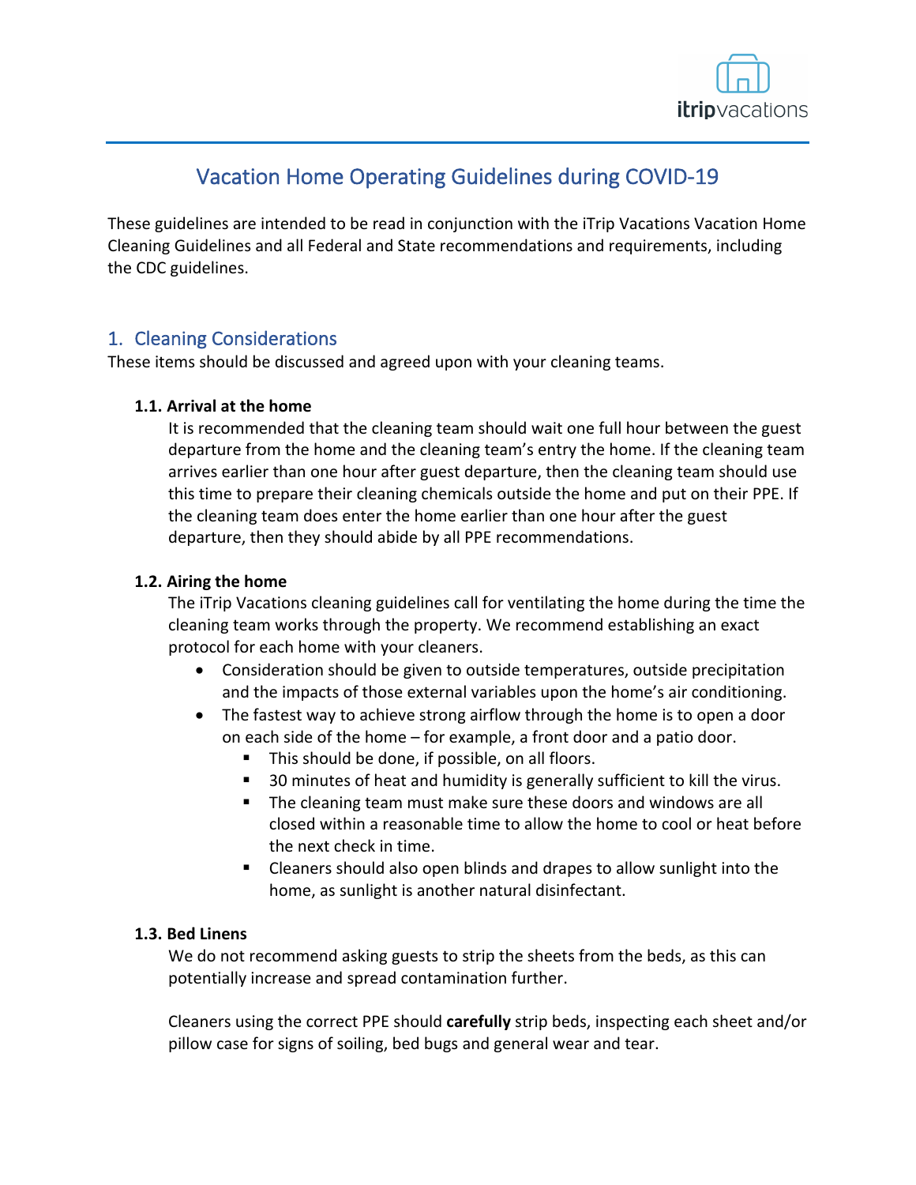# Vacation Home Operating Guidelines during COVID-19

These guidelines are intended to be read in conjunction with the iTrip Vacations Vacation Home Cleaning Guidelines and all Federal and State recommendations and requirements, including the CDC guidelines.

## 1. Cleaning Considerations

These items should be discussed and agreed upon with your cleaning teams.

### 1.1. Arrival at the home

It is recommended that the cleaning team should wait one full hour between the guest departure from the home and the cleaning team's entry the home. If the cleaning team arrives earlier than one hour after guest departure, then the cleaning team should use this time to prepare their cleaning chemicals outside the home and put on their PPE. If the cleaning team does enter the home earlier than one hour after the guest departure, then they should abide by all PPE recommendations.

### 1.2. Airing the home

The iTrip Vacations cleaning guidelines call for ventilating the home during the time the cleaning team works through the property. We recommend establishing an exact protocol for each home with your cleaners.

- Consideration should be given to outside temperatures, outside precipitation and the impacts of those external variables upon the home's air conditioning.
- The fastest way to achieve strong airflow through the home is to open a door on each side of the home – for example, a front door and a patio door.
  - This should be done, if possible, on all floors.
  - 30 minutes of heat and humidity is generally sufficient to kill the virus.
  - The cleaning team must make sure these doors and windows are all closed within a reasonable time to allow the home to cool or heat before the next check in time.
  - Cleaners should also open blinds and drapes to allow sunlight into the home, as sunlight is another natural disinfectant.

### 1.3. Bed Linens

We do not recommend asking guests to strip the sheets from the beds, as this can potentially increase and spread contamination further.

Cleaners using the correct PPE should **carefully** strip beds, inspecting each sheet and/or pillow case for signs of soiling, bed bugs and general wear and tear.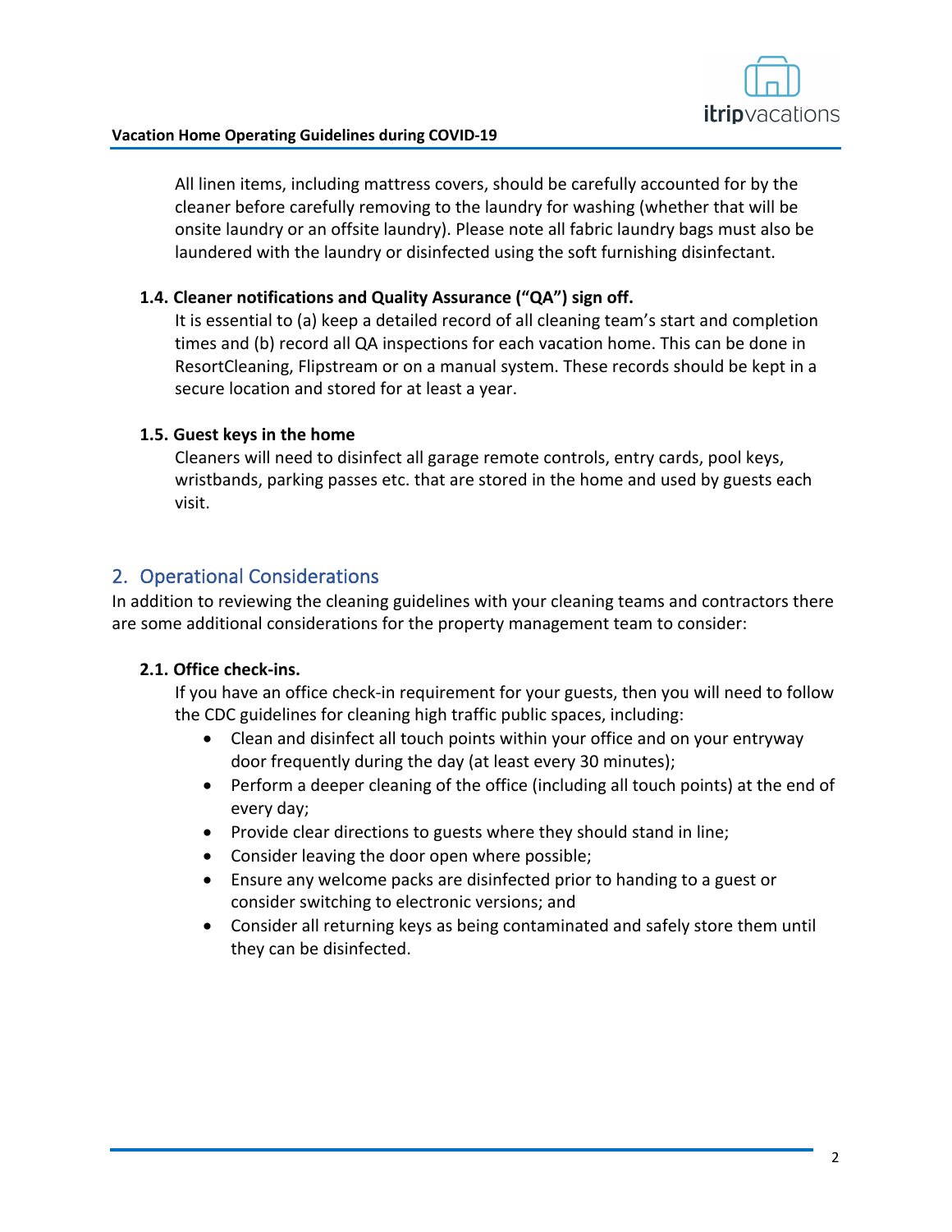All linen items, including mattress covers, should be carefully accounted for by the cleaner before carefully removing to the laundry for washing (whether that will be onsite laundry or an offsite laundry). Please note all fabric laundry bags must also be laundered with the laundry or disinfected using the soft furnishing disinfectant.

### 1.4. Cleaner notifications and Quality Assurance (“QA”) sign off.

It is essential to (a) keep a detailed record of all cleaning team’s start and completion times and (b) record all QA inspections for each vacation home. This can be done in ResortCleaning, Flipstream or on a manual system. These records should be kept in a secure location and stored for at least a year.

### 1.5. Guest keys in the home

Cleaners will need to disinfect all garage remote controls, entry cards, pool keys, wristbands, parking passes etc. that are stored in the home and used by guests each visit.

## 2. Operational Considerations

In addition to reviewing the cleaning guidelines with your cleaning teams and contractors there are some additional considerations for the property management team to consider:

### 2.1. Office check-ins.

If you have an office check-in requirement for your guests, then you will need to follow the CDC guidelines for cleaning high traffic public spaces, including:

- Clean and disinfect all touch points within your office and on your entryway door frequently during the day (at least every 30 minutes);
- Perform a deeper cleaning of the office (including all touch points) at the end of every day;
- Provide clear directions to guests where they should stand in line;
- Consider leaving the door open where possible;
- Ensure any welcome packs are disinfected prior to handing to a guest or consider switching to electronic versions; and
- Consider all returning keys as being contaminated and safely store them until they can be disinfected.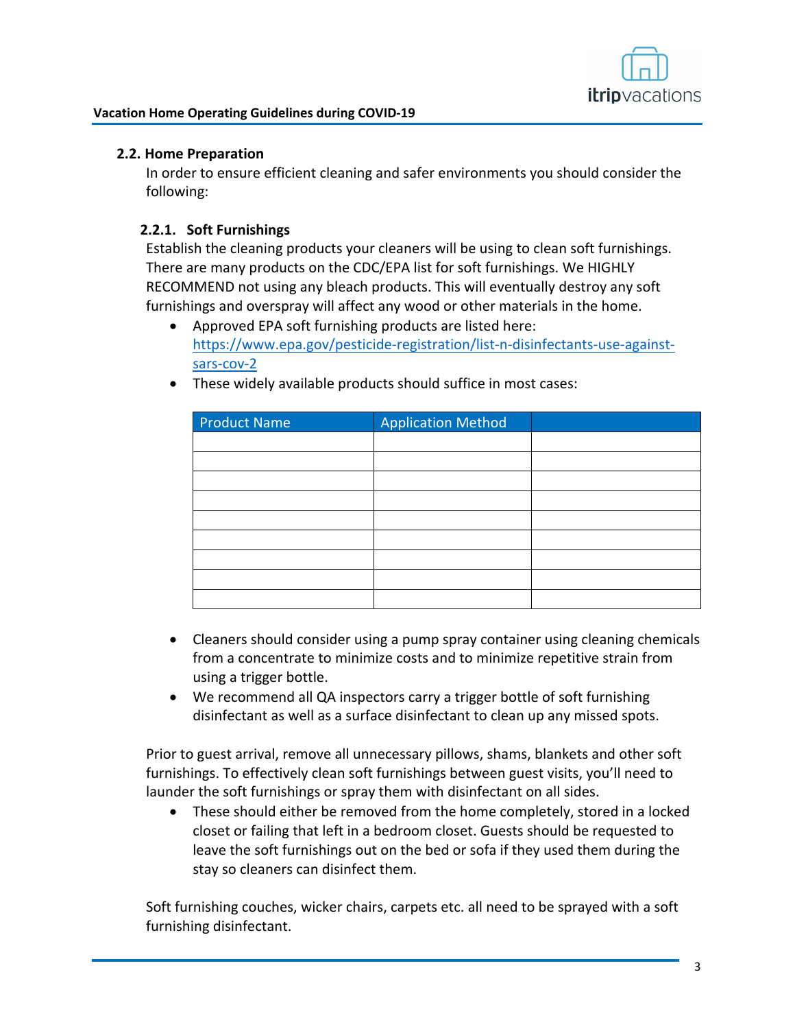## 2.2. Home Preparation

In order to ensure efficient cleaning and safer environments you should consider the following:

### 2.2.1. Soft Furnishings

Establish the cleaning products your cleaners will be using to clean soft furnishings. There are many products on the CDC/EPA list for soft furnishings. We HIGHLY RECOMMEND not using any bleach products. This will eventually destroy any soft furnishings and overspray will affect any wood or other materials in the home.

- Approved EPA soft furnishing products are listed here: https://www.epa.gov/pesticide-registration/list-n-disinfectants-use-against-sars-cov-2
- These widely available products should suffice in most cases:

| Product Name | Application Method | |
|---|---|---|
| | | |
| | | |
| | | |
| | | |
| | | |
| | | |
| | | |
| | | |
| | | |

- Cleaners should consider using a pump spray container using cleaning chemicals from a concentrate to minimize costs and to minimize repetitive strain from using a trigger bottle.
- We recommend all QA inspectors carry a trigger bottle of soft furnishing disinfectant as well as a surface disinfectant to clean up any missed spots.

Prior to guest arrival, remove all unnecessary pillows, shams, blankets and other soft furnishings. To effectively clean soft furnishings between guest visits, you'll need to launder the soft furnishings or spray them with disinfectant on all sides.

- These should either be removed from the home completely, stored in a locked closet or failing that left in a bedroom closet. Guests should be requested to leave the soft furnishings out on the bed or sofa if they used them during the stay so cleaners can disinfect them.

Soft furnishing couches, wicker chairs, carpets etc. all need to be sprayed with a soft furnishing disinfectant.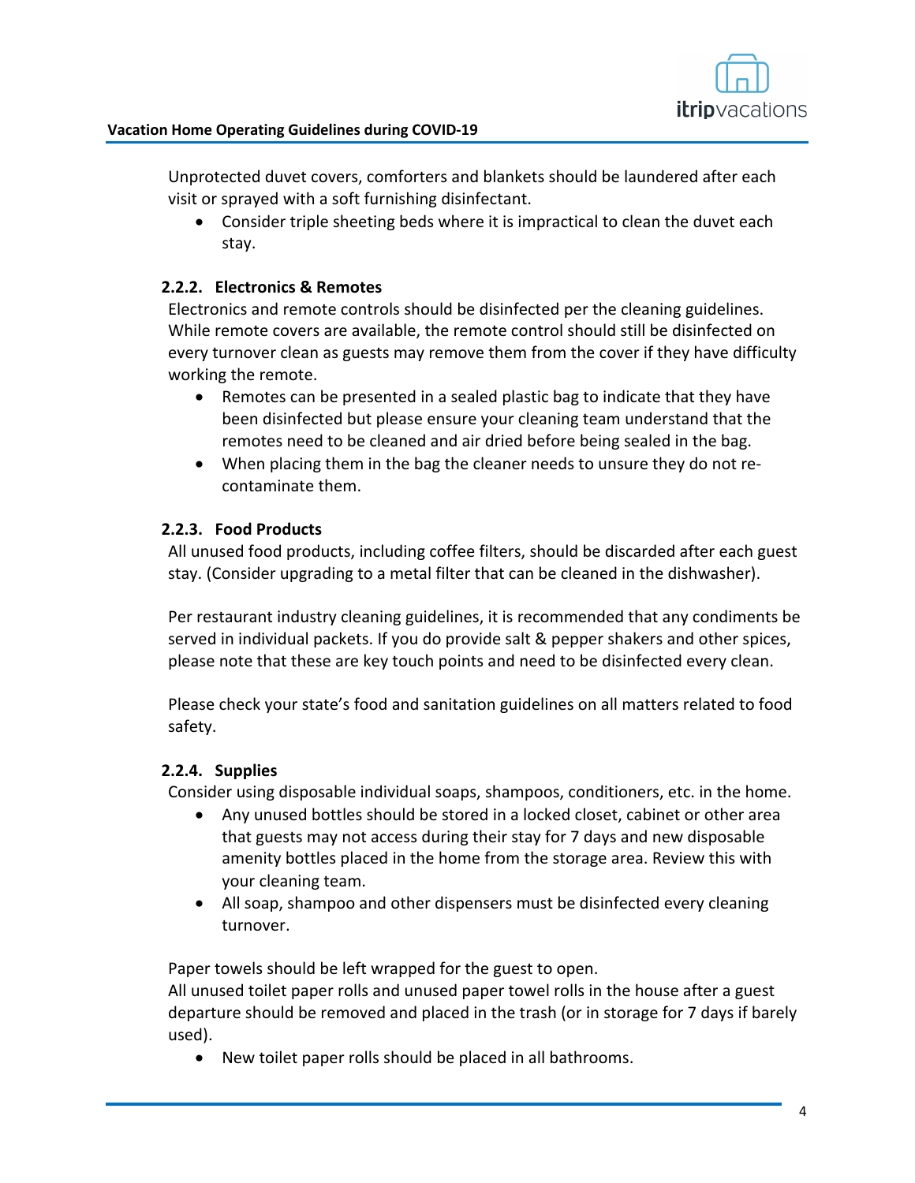Unprotected duvet covers, comforters and blankets should be laundered after each visit or sprayed with a soft furnishing disinfectant.

- Consider triple sheeting beds where it is impractical to clean the duvet each stay.

### 2.2.2. Electronics & Remotes

Electronics and remote controls should be disinfected per the cleaning guidelines. While remote covers are available, the remote control should still be disinfected on every turnover clean as guests may remove them from the cover if they have difficulty working the remote.

- Remotes can be presented in a sealed plastic bag to indicate that they have been disinfected but please ensure your cleaning team understand that the remotes need to be cleaned and air dried before being sealed in the bag.
- When placing them in the bag the cleaner needs to unsure they do not re-contaminate them.

### 2.2.3. Food Products

All unused food products, including coffee filters, should be discarded after each guest stay. (Consider upgrading to a metal filter that can be cleaned in the dishwasher).

Per restaurant industry cleaning guidelines, it is recommended that any condiments be served in individual packets. If you do provide salt & pepper shakers and other spices, please note that these are key touch points and need to be disinfected every clean.

Please check your state's food and sanitation guidelines on all matters related to food safety.

### 2.2.4. Supplies

Consider using disposable individual soaps, shampoos, conditioners, etc. in the home.

- Any unused bottles should be stored in a locked closet, cabinet or other area that guests may not access during their stay for 7 days and new disposable amenity bottles placed in the home from the storage area. Review this with your cleaning team.
- All soap, shampoo and other dispensers must be disinfected every cleaning turnover.

Paper towels should be left wrapped for the guest to open.
All unused toilet paper rolls and unused paper towel rolls in the house after a guest departure should be removed and placed in the trash (or in storage for 7 days if barely used).

- New toilet paper rolls should be placed in all bathrooms.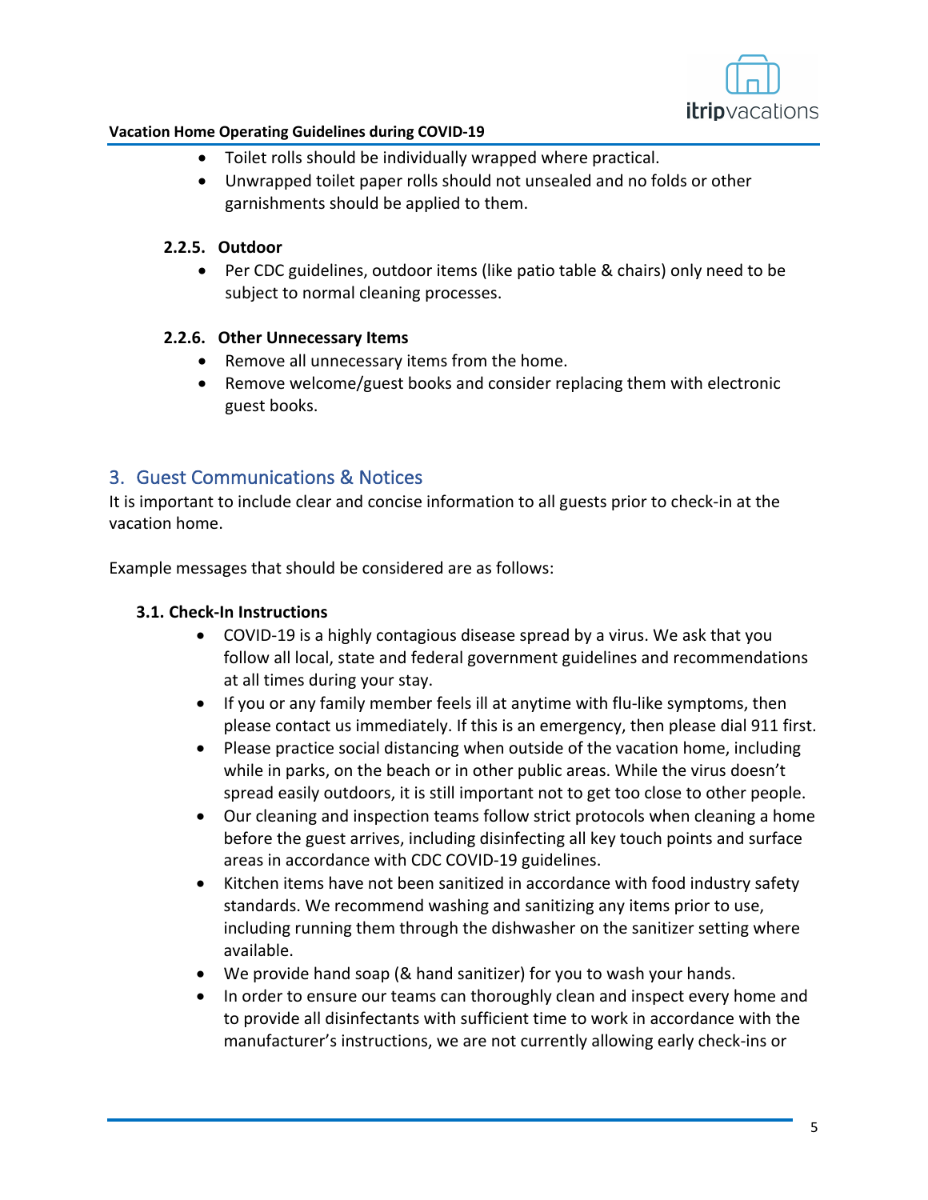- Toilet rolls should be individually wrapped where practical.
- Unwrapped toilet paper rolls should not unsealed and no folds or other garnishments should be applied to them.

#### 2.2.5. Outdoor

- Per CDC guidelines, outdoor items (like patio table & chairs) only need to be subject to normal cleaning processes.

#### 2.2.6. Other Unnecessary Items

- Remove all unnecessary items from the home.
- Remove welcome/guest books and consider replacing them with electronic guest books.

## 3. Guest Communications & Notices

It is important to include clear and concise information to all guests prior to check-in at the vacation home.

Example messages that should be considered are as follows:

### 3.1. Check-In Instructions

- COVID-19 is a highly contagious disease spread by a virus. We ask that you follow all local, state and federal government guidelines and recommendations at all times during your stay.
- If you or any family member feels ill at anytime with flu-like symptoms, then please contact us immediately. If this is an emergency, then please dial 911 first.
- Please practice social distancing when outside of the vacation home, including while in parks, on the beach or in other public areas. While the virus doesn't spread easily outdoors, it is still important not to get too close to other people.
- Our cleaning and inspection teams follow strict protocols when cleaning a home before the guest arrives, including disinfecting all key touch points and surface areas in accordance with CDC COVID-19 guidelines.
- Kitchen items have not been sanitized in accordance with food industry safety standards. We recommend washing and sanitizing any items prior to use, including running them through the dishwasher on the sanitizer setting where available.
- We provide hand soap (& hand sanitizer) for you to wash your hands.
- In order to ensure our teams can thoroughly clean and inspect every home and to provide all disinfectants with sufficient time to work in accordance with the manufacturer's instructions, we are not currently allowing early check-ins or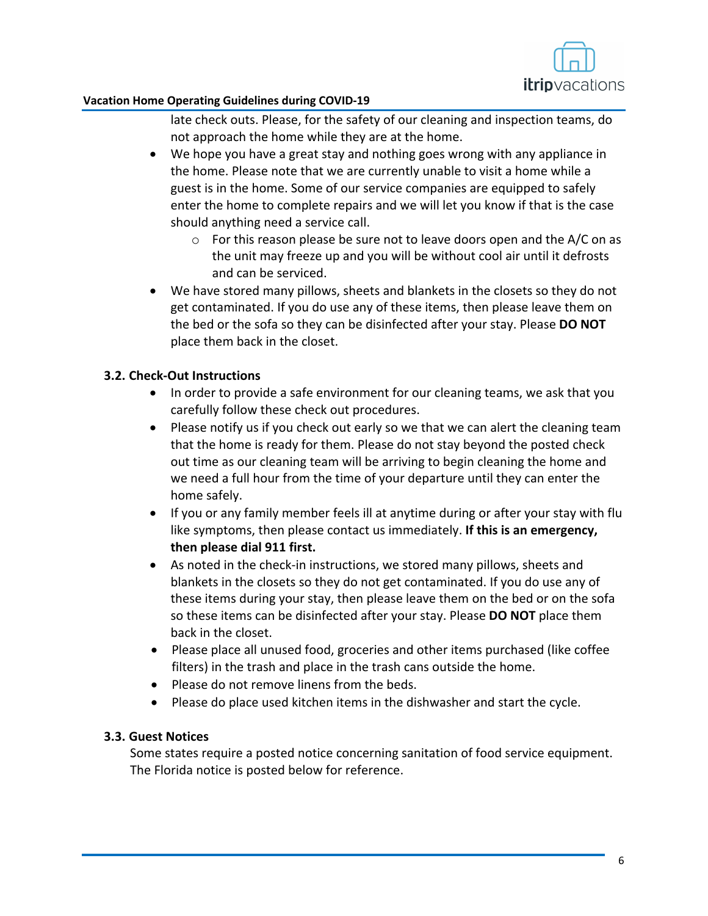late check outs. Please, for the safety of our cleaning and inspection teams, do not approach the home while they are at the home.

- We hope you have a great stay and nothing goes wrong with any appliance in the home. Please note that we are currently unable to visit a home while a guest is in the home. Some of our service companies are equipped to safely enter the home to complete repairs and we will let you know if that is the case should anything need a service call.
    - For this reason please be sure not to leave doors open and the A/C on as the unit may freeze up and you will be without cool air until it defrosts and can be serviced.
- We have stored many pillows, sheets and blankets in the closets so they do not get contaminated. If you do use any of these items, then please leave them on the bed or the sofa so they can be disinfected after your stay. Please **DO NOT** place them back in the closet.

### 3.2. Check-Out Instructions

- In order to provide a safe environment for our cleaning teams, we ask that you carefully follow these check out procedures.
- Please notify us if you check out early so we that we can alert the cleaning team that the home is ready for them. Please do not stay beyond the posted check out time as our cleaning team will be arriving to begin cleaning the home and we need a full hour from the time of your departure until they can enter the home safely.
- If you or any family member feels ill at anytime during or after your stay with flu like symptoms, then please contact us immediately. **If this is an emergency, then please dial 911 first.**
- As noted in the check-in instructions, we stored many pillows, sheets and blankets in the closets so they do not get contaminated. If you do use any of these items during your stay, then please leave them on the bed or on the sofa so these items can be disinfected after your stay. Please **DO NOT** place them back in the closet.
- Please place all unused food, groceries and other items purchased (like coffee filters) in the trash and place in the trash cans outside the home.
- Please do not remove linens from the beds.
- Please do place used kitchen items in the dishwasher and start the cycle.

### 3.3. Guest Notices

Some states require a posted notice concerning sanitation of food service equipment. The Florida notice is posted below for reference.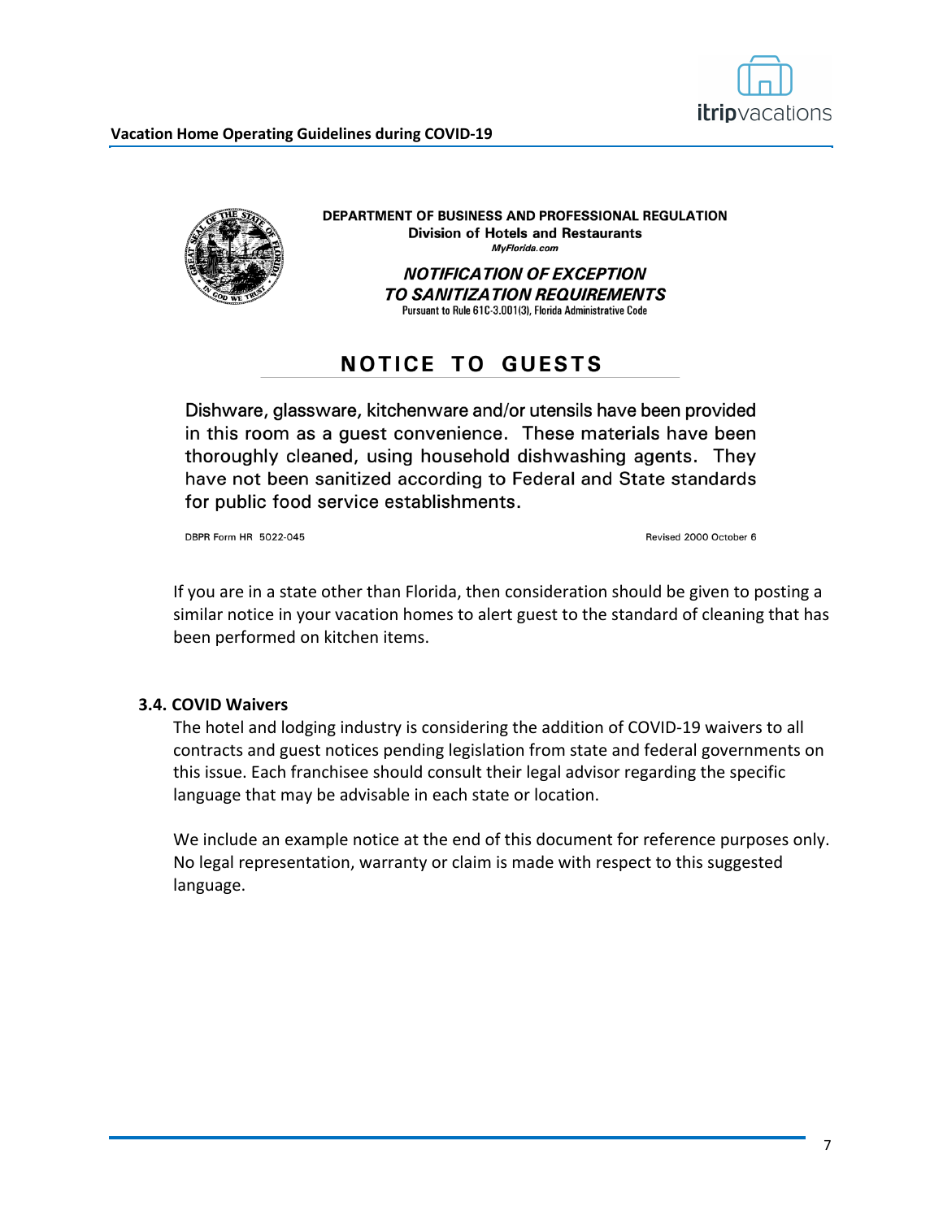**DEPARTMENT OF BUSINESS AND PROFESSIONAL REGULATION**
**Division of Hotels and Restaurants**
*MyFlorida.com*

***NOTIFICATION OF EXCEPTION TO SANITIZATION REQUIREMENTS***
Pursuant to Rule 61C-3.001(3), Florida Administrative Code

## NOTICE TO GUESTS

Dishware, glassware, kitchenware and/or utensils have been provided in this room as a guest convenience. These materials have been thoroughly cleaned, using household dishwashing agents. They have not been sanitized according to Federal and State standards for public food service establishments.

DBPR Form HR 5022-045 Revised 2000 October 6

If you are in a state other than Florida, then consideration should be given to posting a similar notice in your vacation homes to alert guest to the standard of cleaning that has been performed on kitchen items.

### 3.4. COVID Waivers

The hotel and lodging industry is considering the addition of COVID-19 waivers to all contracts and guest notices pending legislation from state and federal governments on this issue. Each franchisee should consult their legal advisor regarding the specific language that may be advisable in each state or location.

We include an example notice at the end of this document for reference purposes only. No legal representation, warranty or claim is made with respect to this suggested language.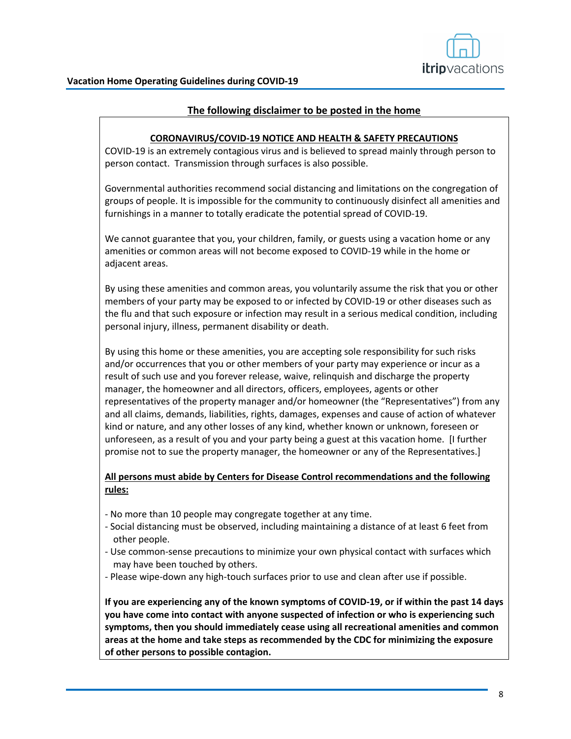## The following disclaimer to be posted in the home

### CORONAVIRUS/COVID-19 NOTICE AND HEALTH & SAFETY PRECAUTIONS

COVID-19 is an extremely contagious virus and is believed to spread mainly through person to person contact. Transmission through surfaces is also possible.

Governmental authorities recommend social distancing and limitations on the congregation of groups of people. It is impossible for the community to continuously disinfect all amenities and furnishings in a manner to totally eradicate the potential spread of COVID-19.

We cannot guarantee that you, your children, family, or guests using a vacation home or any amenities or common areas will not become exposed to COVID-19 while in the home or adjacent areas.

By using these amenities and common areas, you voluntarily assume the risk that you or other members of your party may be exposed to or infected by COVID-19 or other diseases such as the flu and that such exposure or infection may result in a serious medical condition, including personal injury, illness, permanent disability or death.

By using this home or these amenities, you are accepting sole responsibility for such risks and/or occurrences that you or other members of your party may experience or incur as a result of such use and you forever release, waive, relinquish and discharge the property manager, the homeowner and all directors, officers, employees, agents or other representatives of the property manager and/or homeowner (the "Representatives") from any and all claims, demands, liabilities, rights, damages, expenses and cause of action of whatever kind or nature, and any other losses of any kind, whether known or unknown, foreseen or unforeseen, as a result of you and your party being a guest at this vacation home. [I further promise not to sue the property manager, the homeowner or any of the Representatives.]

**All persons must abide by Centers for Disease Control recommendations and the following rules:**

- No more than 10 people may congregate together at any time.
- Social distancing must be observed, including maintaining a distance of at least 6 feet from other people.
- Use common-sense precautions to minimize your own physical contact with surfaces which may have been touched by others.
- Please wipe-down any high-touch surfaces prior to use and clean after use if possible.

**If you are experiencing any of the known symptoms of COVID-19, or if within the past 14 days you have come into contact with anyone suspected of infection or who is experiencing such symptoms, then you should immediately cease using all recreational amenities and common areas at the home and take steps as recommended by the CDC for minimizing the exposure of other persons to possible contagion.**